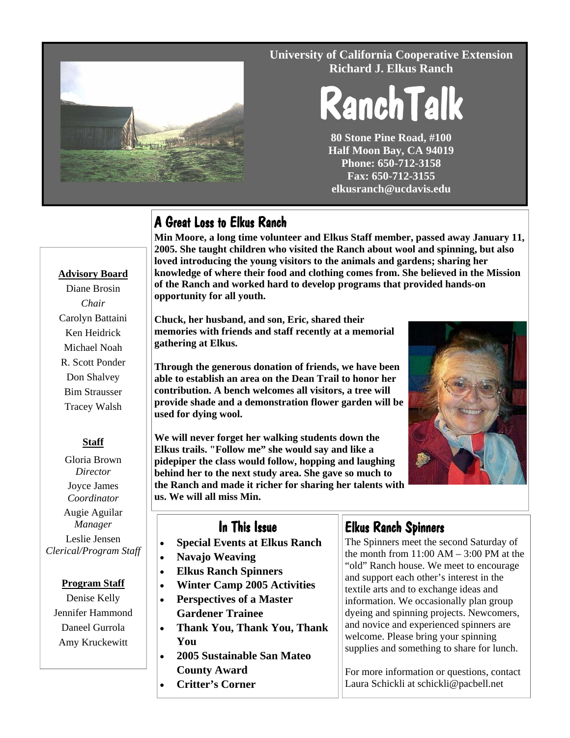University of California Cooperative Extension
Richard J. Elkus Ranch

# RanchTalk

80 Stone Pine Road, #100
Half Moon Bay, CA 94019
Phone: 650-712-3158
Fax: 650-712-3155
elkusranch@ucdavis.edu

## A Great Loss to Elkus Ranch

**Min Moore, a long time volunteer and Elkus Staff member, passed away January 11, 2005. She taught children who visited the Ranch about wool and spinning, but also loved introducing the young visitors to the animals and gardens; sharing her knowledge of where their food and clothing comes from. She believed in the Mission of the Ranch and worked hard to develop programs that provided hands-on opportunity for all youth.**

**Chuck, her husband, and son, Eric, shared their memories with friends and staff recently at a memorial gathering at Elkus.**

**Through the generous donation of friends, we have been able to establish an area on the Dean Trail to honor her contribution. A bench welcomes all visitors, a tree will provide shade and a demonstration flower garden will be used for dying wool.**

**We will never forget her walking students down the Elkus trails. "Follow me" she would say and like a pidepiper the class would follow, hopping and laughing behind her to the next study area. She gave so much to the Ranch and made it richer for sharing her talents with us. We will all miss Min.**

**Advisory Board**

Diane Brosin
*Chair*
Carolyn Battaini
Ken Heidrick
Michael Noah
R. Scott Ponder
Don Shalvey
Bim Strausser
Tracey Walsh

**Staff**

Gloria Brown
*Director*
Joyce James
*Coordinator*
Augie Aguilar
*Manager*
Leslie Jensen
*Clerical/Program Staff*

**Program Staff**

Denise Kelly
Jennifer Hammond
Daneel Gurrola
Amy Kruckewitt

## In This Issue

- **Special Events at Elkus Ranch**
- **Navajo Weaving**
- **Elkus Ranch Spinners**
- **Winter Camp 2005 Activities**
- **Perspectives of a Master Gardener Trainee**
- **Thank You, Thank You, Thank You**
- **2005 Sustainable San Mateo County Award**
- **Critter's Corner**

## Elkus Ranch Spinners

The Spinners meet the second Saturday of the month from 11:00 AM – 3:00 PM at the "old" Ranch house. We meet to encourage and support each other's interest in the textile arts and to exchange ideas and information. We occasionally plan group dyeing and spinning projects. Newcomers, and novice and experienced spinners are welcome. Please bring your spinning supplies and something to share for lunch.

For more information or questions, contact Laura Schickli at schickli@pacbell.net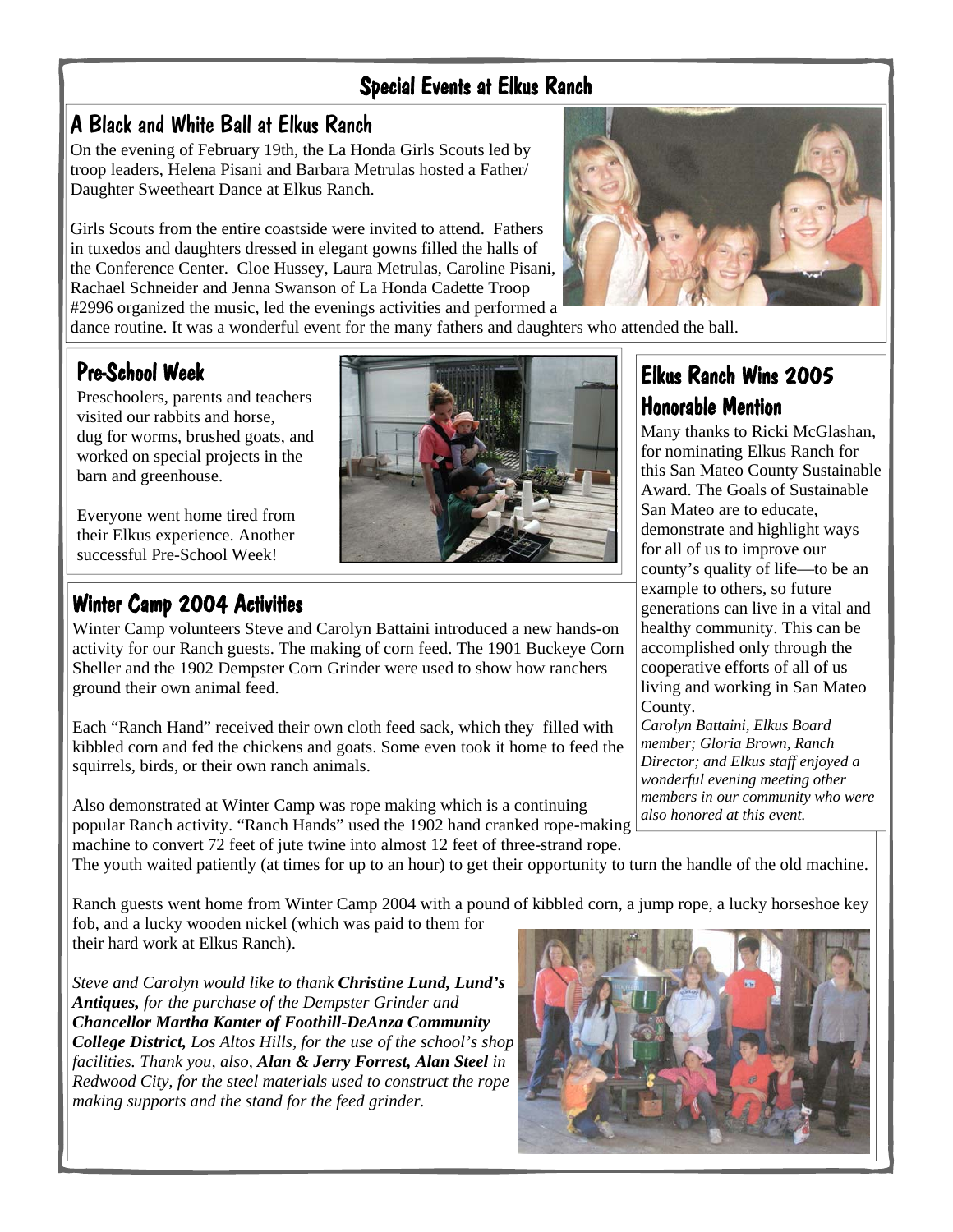# Special Events at Elkus Ranch

## A Black and White Ball at Elkus Ranch

On the evening of February 19th, the La Honda Girls Scouts led by troop leaders, Helena Pisani and Barbara Metrulas hosted a Father/ Daughter Sweetheart Dance at Elkus Ranch.

Girls Scouts from the entire coastside were invited to attend. Fathers in tuxedos and daughters dressed in elegant gowns filled the halls of the Conference Center. Cloe Hussey, Laura Metrulas, Caroline Pisani, Rachael Schneider and Jenna Swanson of La Honda Cadette Troop #2996 organized the music, led the evenings activities and performed a dance routine. It was a wonderful event for the many fathers and daughters who attended the ball.

## Pre-School Week

Preschoolers, parents and teachers visited our rabbits and horse, dug for worms, brushed goats, and worked on special projects in the barn and greenhouse.

Everyone went home tired from their Elkus experience. Another successful Pre-School Week!

## Winter Camp 2004 Activities

Winter Camp volunteers Steve and Carolyn Battaini introduced a new hands-on activity for our Ranch guests. The making of corn feed. The 1901 Buckeye Corn Sheller and the 1902 Dempster Corn Grinder were used to show how ranchers ground their own animal feed.

Each "Ranch Hand" received their own cloth feed sack, which they filled with kibbled corn and fed the chickens and goats. Some even took it home to feed the squirrels, birds, or their own ranch animals.

Also demonstrated at Winter Camp was rope making which is a continuing popular Ranch activity. "Ranch Hands" used the 1902 hand cranked rope-making machine to convert 72 feet of jute twine into almost 12 feet of three-strand rope. The youth waited patiently (at times for up to an hour) to get their opportunity to turn the handle of the old machine.

Ranch guests went home from Winter Camp 2004 with a pound of kibbled corn, a jump rope, a lucky horseshoe key fob, and a lucky wooden nickel (which was paid to them for their hard work at Elkus Ranch).

*Steve and Carolyn would like to thank* ***Christine Lund, Lund's Antiques,*** *for the purchase of the Dempster Grinder and* ***Chancellor Martha Kanter of Foothill-DeAnza Community College District,*** *Los Altos Hills, for the use of the school's shop facilities. Thank you, also,* ***Alan & Jerry Forrest, Alan Steel*** *in Redwood City, for the steel materials used to construct the rope making supports and the stand for the feed grinder.*

## Elkus Ranch Wins 2005 Honorable Mention

Many thanks to Ricki McGlashan, for nominating Elkus Ranch for this San Mateo County Sustainable Award. The Goals of Sustainable San Mateo are to educate, demonstrate and highlight ways for all of us to improve our county's quality of life—to be an example to others, so future generations can live in a vital and healthy community. This can be accomplished only through the cooperative efforts of all of us living and working in San Mateo County.

*Carolyn Battaini, Elkus Board member; Gloria Brown, Ranch Director; and Elkus staff enjoyed a wonderful evening meeting other members in our community who were also honored at this event.*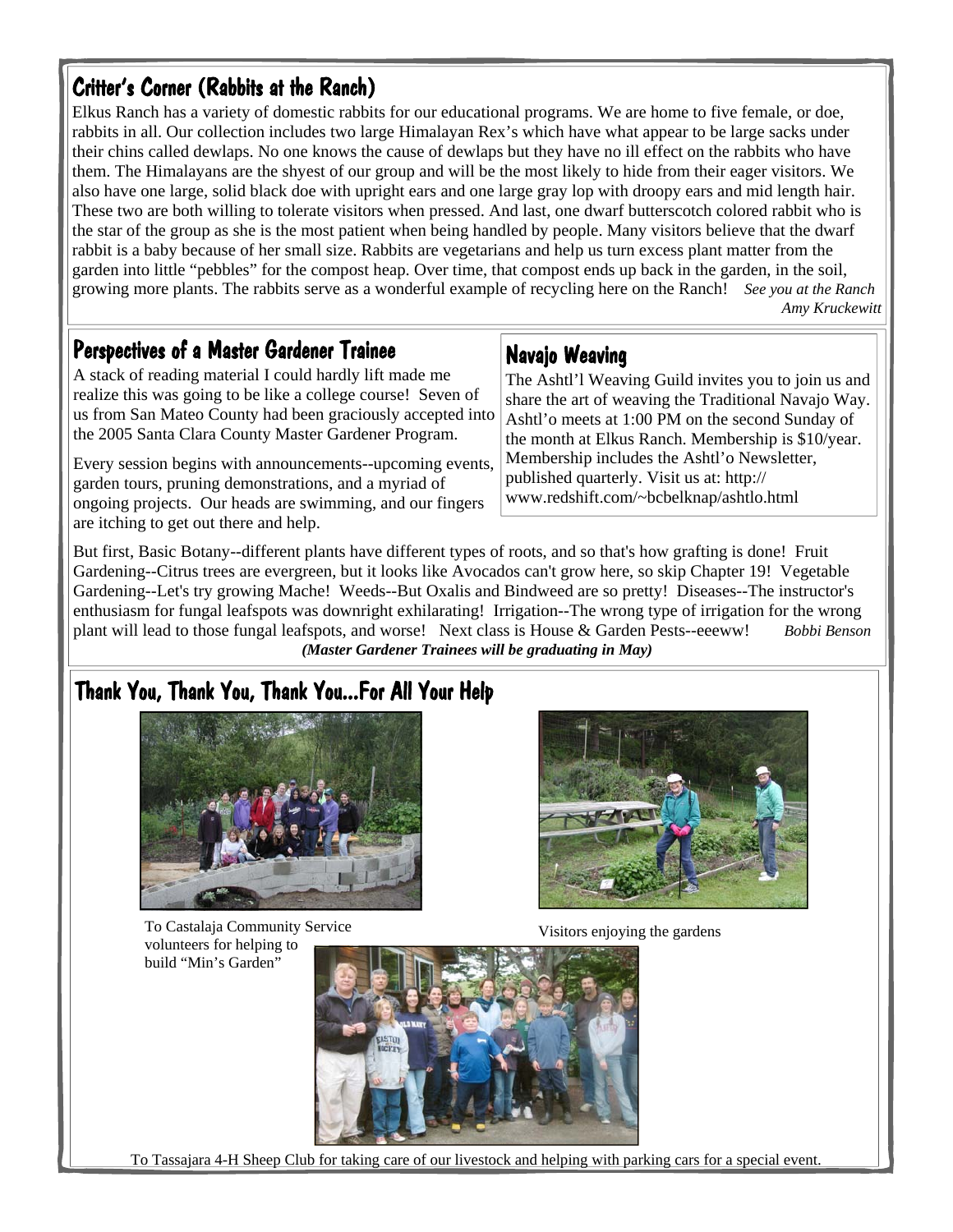## Critter's Corner (Rabbits at the Ranch)

Elkus Ranch has a variety of domestic rabbits for our educational programs. We are home to five female, or doe, rabbits in all. Our collection includes two large Himalayan Rex's which have what appear to be large sacks under their chins called dewlaps. No one knows the cause of dewlaps but they have no ill effect on the rabbits who have them. The Himalayans are the shyest of our group and will be the most likely to hide from their eager visitors. We also have one large, solid black doe with upright ears and one large gray lop with droopy ears and mid length hair. These two are both willing to tolerate visitors when pressed. And last, one dwarf butterscotch colored rabbit who is the star of the group as she is the most patient when being handled by people. Many visitors believe that the dwarf rabbit is a baby because of her small size. Rabbits are vegetarians and help us turn excess plant matter from the garden into little "pebbles" for the compost heap. Over time, that compost ends up back in the garden, in the soil, growing more plants. The rabbits serve as a wonderful example of recycling here on the Ranch! *See you at the Ranch*

*Amy Kruckewitt*

## Perspectives of a Master Gardener Trainee

A stack of reading material I could hardly lift made me realize this was going to be like a college course! Seven of us from San Mateo County had been graciously accepted into the 2005 Santa Clara County Master Gardener Program.

Every session begins with announcements--upcoming events, garden tours, pruning demonstrations, and a myriad of ongoing projects. Our heads are swimming, and our fingers are itching to get out there and help.

But first, Basic Botany--different plants have different types of roots, and so that's how grafting is done! Fruit Gardening--Citrus trees are evergreen, but it looks like Avocados can't grow here, so skip Chapter 19! Vegetable Gardening--Let's try growing Mache! Weeds--But Oxalis and Bindweed are so pretty! Diseases--The instructor's enthusiasm for fungal leafspots was downright exhilarating! Irrigation--The wrong type of irrigation for the wrong plant will lead to those fungal leafspots, and worse! Next class is House & Garden Pests--eeeww! *Bobbi Benson*

***(Master Gardener Trainees will be graduating in May)***

## Navajo Weaving

The Ashtl'l Weaving Guild invites you to join us and share the art of weaving the Traditional Navajo Way. Ashtl'o meets at 1:00 PM on the second Sunday of the month at Elkus Ranch. Membership is $10/year. Membership includes the Ashtl'o Newsletter, published quarterly. Visit us at: http://www.redshift.com/~bcbelknap/ashtlo.html

## Thank You, Thank You, Thank You...For All Your Help

To Castalaja Community Service volunteers for helping to build "Min's Garden"

Visitors enjoying the gardens

To Tassajara 4-H Sheep Club for taking care of our livestock and helping with parking cars for a special event.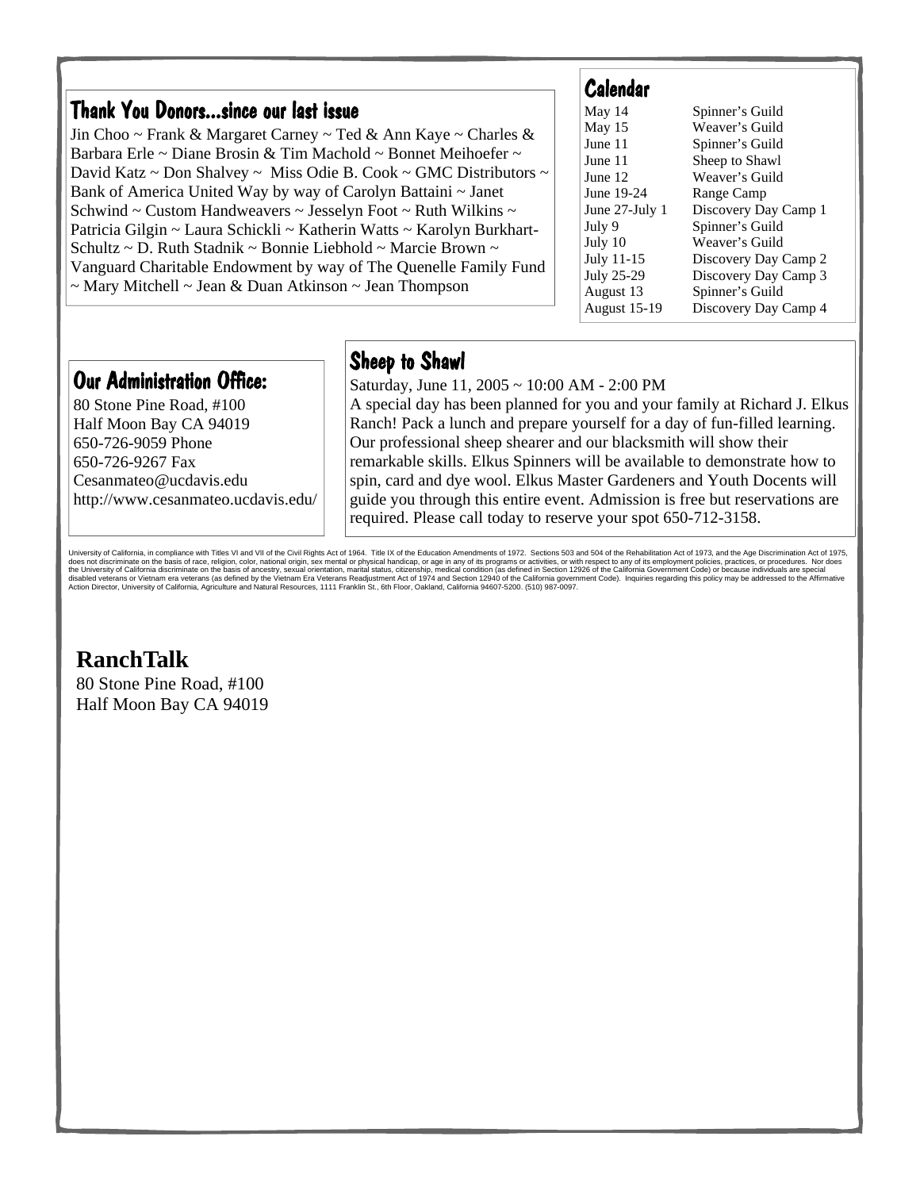## Thank You Donors...since our last issue

Jin Choo ~ Frank & Margaret Carney ~ Ted & Ann Kaye ~ Charles & Barbara Erle ~ Diane Brosin & Tim Machold ~ Bonnet Meihoefer ~ David Katz ~ Don Shalvey ~ Miss Odie B. Cook ~ GMC Distributors ~ Bank of America United Way by way of Carolyn Battaini ~ Janet Schwind ~ Custom Handweavers ~ Jesselyn Foot ~ Ruth Wilkins ~ Patricia Gilgin ~ Laura Schickli ~ Katherin Watts ~ Karolyn Burkhart-Schultz ~ D. Ruth Stadnik ~ Bonnie Liebhold ~ Marcie Brown ~ Vanguard Charitable Endowment by way of The Quenelle Family Fund ~ Mary Mitchell ~ Jean & Duan Atkinson ~ Jean Thompson

## Calendar

| | |
|---|---|
| May 14 | Spinner's Guild |
| May 15 | Weaver's Guild |
| June 11 | Spinner's Guild |
| June 11 | Sheep to Shawl |
| June 12 | Weaver's Guild |
| June 19-24 | Range Camp |
| June 27-July 1 | Discovery Day Camp 1 |
| July 9 | Spinner's Guild |
| July 10 | Weaver's Guild |
| July 11-15 | Discovery Day Camp 2 |
| July 25-29 | Discovery Day Camp 3 |
| August 13 | Spinner's Guild |
| August 15-19 | Discovery Day Camp 4 |

## Our Administration Office:

80 Stone Pine Road, #100
Half Moon Bay CA 94019
650-726-9059 Phone
650-726-9267 Fax
Cesanmateo@ucdavis.edu
http://www.cesanmateo.ucdavis.edu/

## Sheep to Shawl

Saturday, June 11, 2005 ~ 10:00 AM - 2:00 PM
A special day has been planned for you and your family at Richard J. Elkus Ranch! Pack a lunch and prepare yourself for a day of fun-filled learning. Our professional sheep shearer and our blacksmith will show their remarkable skills. Elkus Spinners will be available to demonstrate how to spin, card and dye wool. Elkus Master Gardeners and Youth Docents will guide you through this entire event. Admission is free but reservations are required. Please call today to reserve your spot 650-712-3158.

University of California, in compliance with Titles VI and VII of the Civil Rights Act of 1964. Title IX of the Education Amendments of 1972. Sections 503 and 504 of the Rehabilitation Act of 1973, and the Age Discrimination Act of 1975, does not discriminate on the basis of race, religion, color, national origin, sex mental or physical handicap, or age in any of its programs or activities, or with respect to any of its employment policies, practices, or procedures. Nor does the University of California discriminate on the basis of ancestry, sexual orientation, marital status, citizenship, medical condition (as defined in Section 12926 of the California Government Code) or because individuals are special disabled veterans or Vietnam era veterans (as defined by the Vietnam Era Veterans Readjustment Act of 1974 and Section 12940 of the California government Code). Inquiries regarding this policy may be addressed to the Affirmative Action Director, University of California, Agriculture and Natural Resources, 1111 Franklin St., 6th Floor, Oakland, California 94607-5200. (510) 987-0097.

**RanchTalk**
80 Stone Pine Road, #100
Half Moon Bay CA 94019